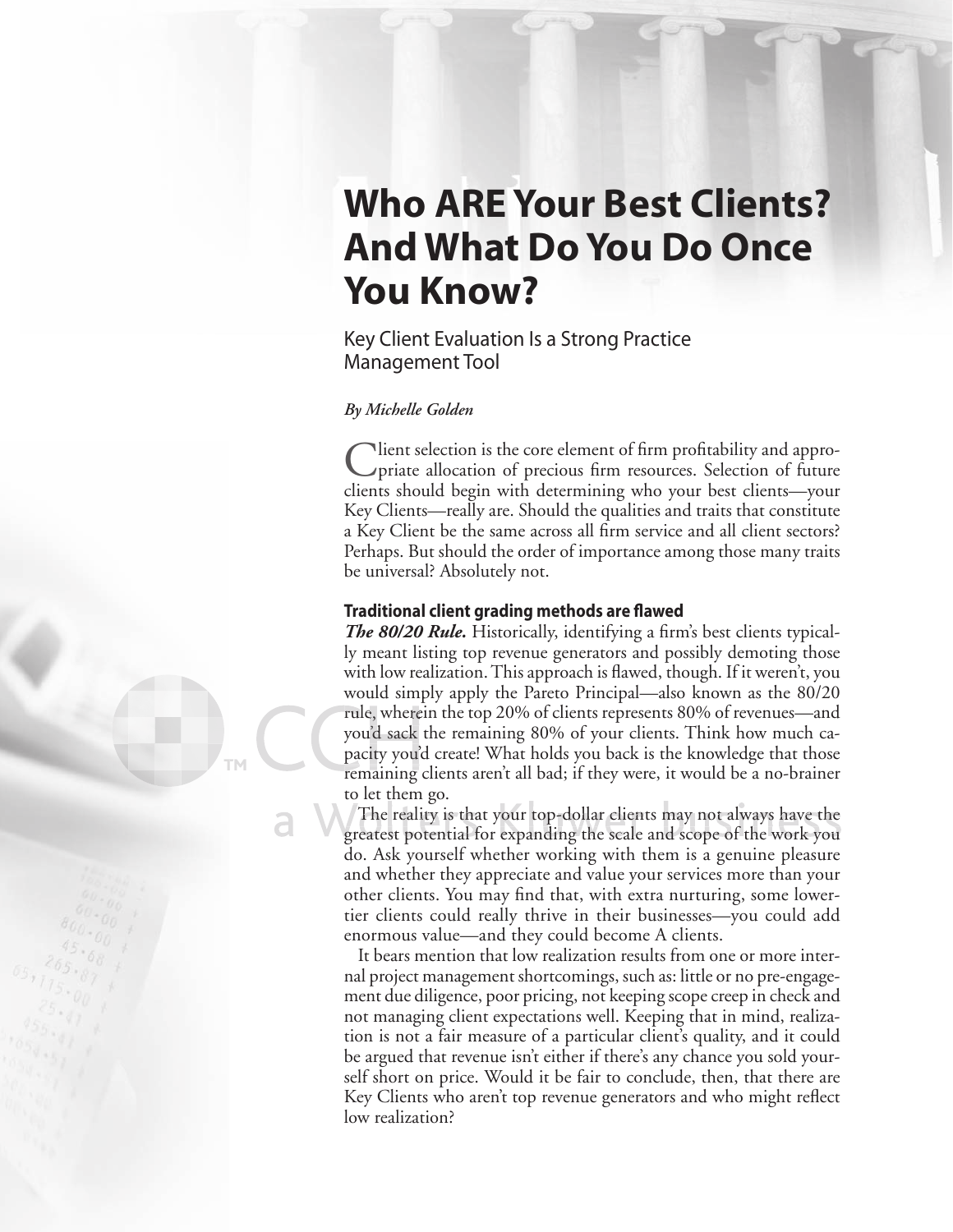# Who ARE Your Best Clients? And What Do You Do Once You Know?

## Key Client Evaluation Is a Strong Practice Management Tool

*By Michelle Golden*

Client selection is the core element of firm profitability and appropriate allocation of precious firm resources. Selection of future clients should begin with determining who your best clients—your Key Clients—really are. Should the qualities and traits that constitute a Key Client be the same across all firm service and all client sectors? Perhaps. But should the order of importance among those many traits be universal? Absolutely not.

### Traditional client grading methods are flawed

***The 80/20 Rule.*** Historically, identifying a firm's best clients typically meant listing top revenue generators and possibly demoting those with low realization. This approach is flawed, though. If it weren't, you would simply apply the Pareto Principal—also known as the 80/20 rule, wherein the top 20% of clients represents 80% of revenues—and you'd sack the remaining 80% of your clients. Think how much capacity you'd create! What holds you back is the knowledge that those remaining clients aren't all bad; if they were, it would be a no-brainer to let them go.

The reality is that your top-dollar clients may not always have the greatest potential for expanding the scale and scope of the work you do. Ask yourself whether working with them is a genuine pleasure and whether they appreciate and value your services more than your other clients. You may find that, with extra nurturing, some lower-tier clients could really thrive in their businesses—you could add enormous value—and they could become A clients.

It bears mention that low realization results from one or more internal project management shortcomings, such as: little or no pre-engagement due diligence, poor pricing, not keeping scope creep in check and not managing client expectations well. Keeping that in mind, realization is not a fair measure of a particular client's quality, and it could be argued that revenue isn't either if there's any chance you sold yourself short on price. Would it be fair to conclude, then, that there are Key Clients who aren't top revenue generators and who might reflect low realization?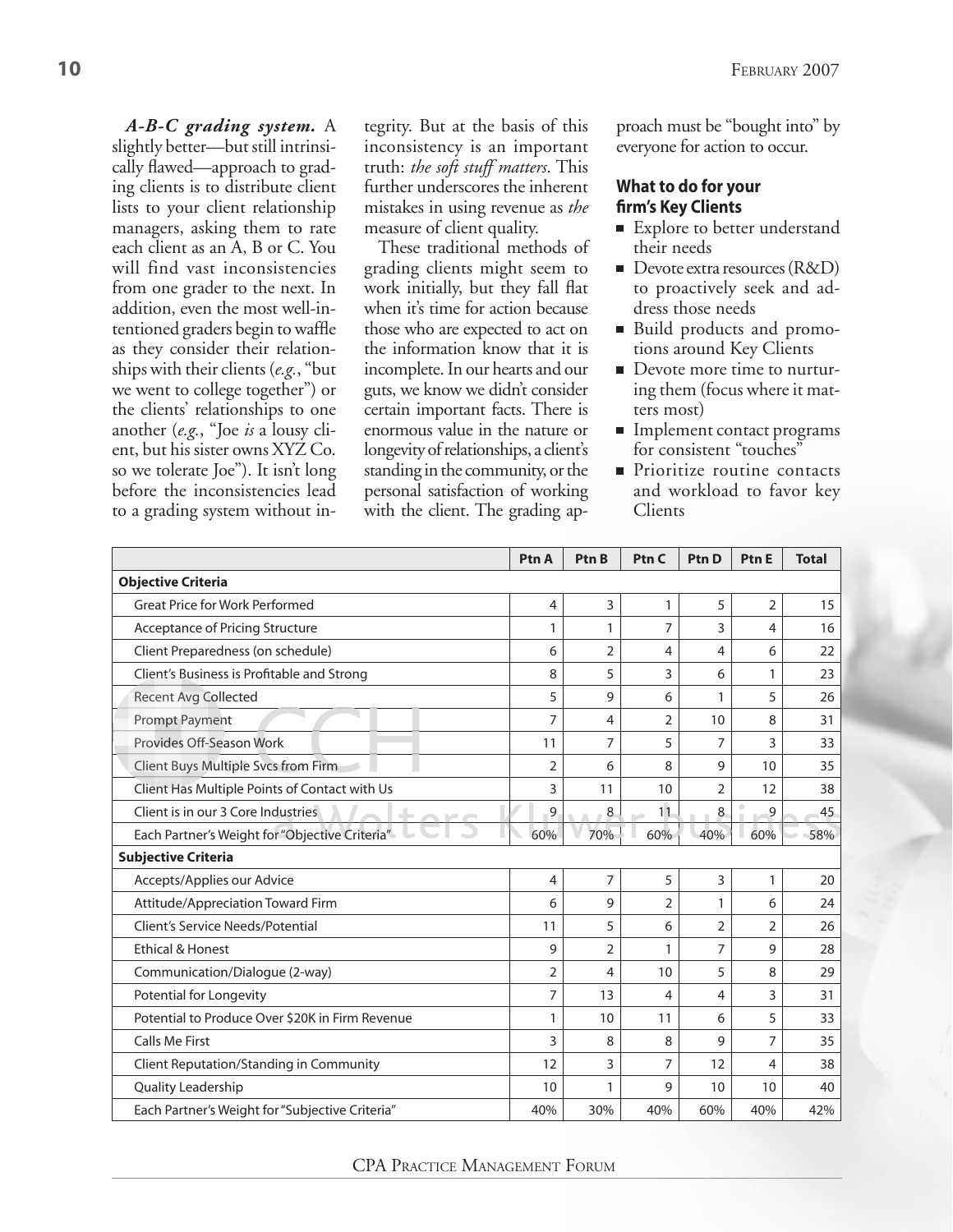***A-B-C grading system.*** A slightly better—but still intrinsically flawed—approach to grading clients is to distribute client lists to your client relationship managers, asking them to rate each client as an A, B or C. You will find vast inconsistencies from one grader to the next. In addition, even the most well-intentioned graders begin to waffle as they consider their relationships with their clients (*e.g.*, "but we went to college together") or the clients' relationships to one another (*e.g.*, "Joe *is* a lousy client, but his sister owns XYZ Co. so we tolerate Joe"). It isn't long before the inconsistencies lead to a grading system without integrity. But at the basis of this inconsistency is an important truth: *the soft stuff matters*. This further underscores the inherent mistakes in using revenue as *the* measure of client quality.

These traditional methods of grading clients might seem to work initially, but they fall flat when it's time for action because those who are expected to act on the information know that it is incomplete. In our hearts and our guts, we know we didn't consider certain important facts. There is enormous value in the nature or longevity of relationships, a client's standing in the community, or the personal satisfaction of working with the client. The grading approach must be "bought into" by everyone for action to occur.

### What to do for your firm's Key Clients

- Explore to better understand their needs
- Devote extra resources (R&D) to proactively seek and address those needs
- Build products and promotions around Key Clients
- Devote more time to nurturing them (focus where it matters most)
- Implement contact programs for consistent "touches"
- Prioritize routine contacts and workload to favor key Clients

| | Ptn A | Ptn B | Ptn C | Ptn D | Ptn E | Total |
|---|---|---|---|---|---|---|
| **Objective Criteria** | | | | | | |
| Great Price for Work Performed | 4 | 3 | 1 | 5 | 2 | 15 |
| Acceptance of Pricing Structure | 1 | 1 | 7 | 3 | 4 | 16 |
| Client Preparedness (on schedule) | 6 | 2 | 4 | 4 | 6 | 22 |
| Client's Business is Profitable and Strong | 8 | 5 | 3 | 6 | 1 | 23 |
| Recent Avg Collected | 5 | 9 | 6 | 1 | 5 | 26 |
| Prompt Payment | 7 | 4 | 2 | 10 | 8 | 31 |
| Provides Off-Season Work | 11 | 7 | 5 | 7 | 3 | 33 |
| Client Buys Multiple Svcs from Firm | 2 | 6 | 8 | 9 | 10 | 35 |
| Client Has Multiple Points of Contact with Us | 3 | 11 | 10 | 2 | 12 | 38 |
| Client is in our 3 Core Industries | 9 | 8 | 11 | 8 | 9 | 45 |
| Each Partner's Weight for "Objective Criteria" | 60% | 70% | 60% | 40% | 60% | 58% |
| **Subjective Criteria** | | | | | | |
| Accepts/Applies our Advice | 4 | 7 | 5 | 3 | 1 | 20 |
| Attitude/Appreciation Toward Firm | 6 | 9 | 2 | 1 | 6 | 24 |
| Client's Service Needs/Potential | 11 | 5 | 6 | 2 | 2 | 26 |
| Ethical & Honest | 9 | 2 | 1 | 7 | 9 | 28 |
| Communication/Dialogue (2-way) | 2 | 4 | 10 | 5 | 8 | 29 |
| Potential for Longevity | 7 | 13 | 4 | 4 | 3 | 31 |
| Potential to Produce Over $20K in Firm Revenue | 1 | 10 | 11 | 6 | 5 | 33 |
| Calls Me First | 3 | 8 | 8 | 9 | 7 | 35 |
| Client Reputation/Standing in Community | 12 | 3 | 7 | 12 | 4 | 38 |
| Quality Leadership | 10 | 1 | 9 | 10 | 10 | 40 |
| Each Partner's Weight for "Subjective Criteria" | 40% | 30% | 40% | 60% | 40% | 42% |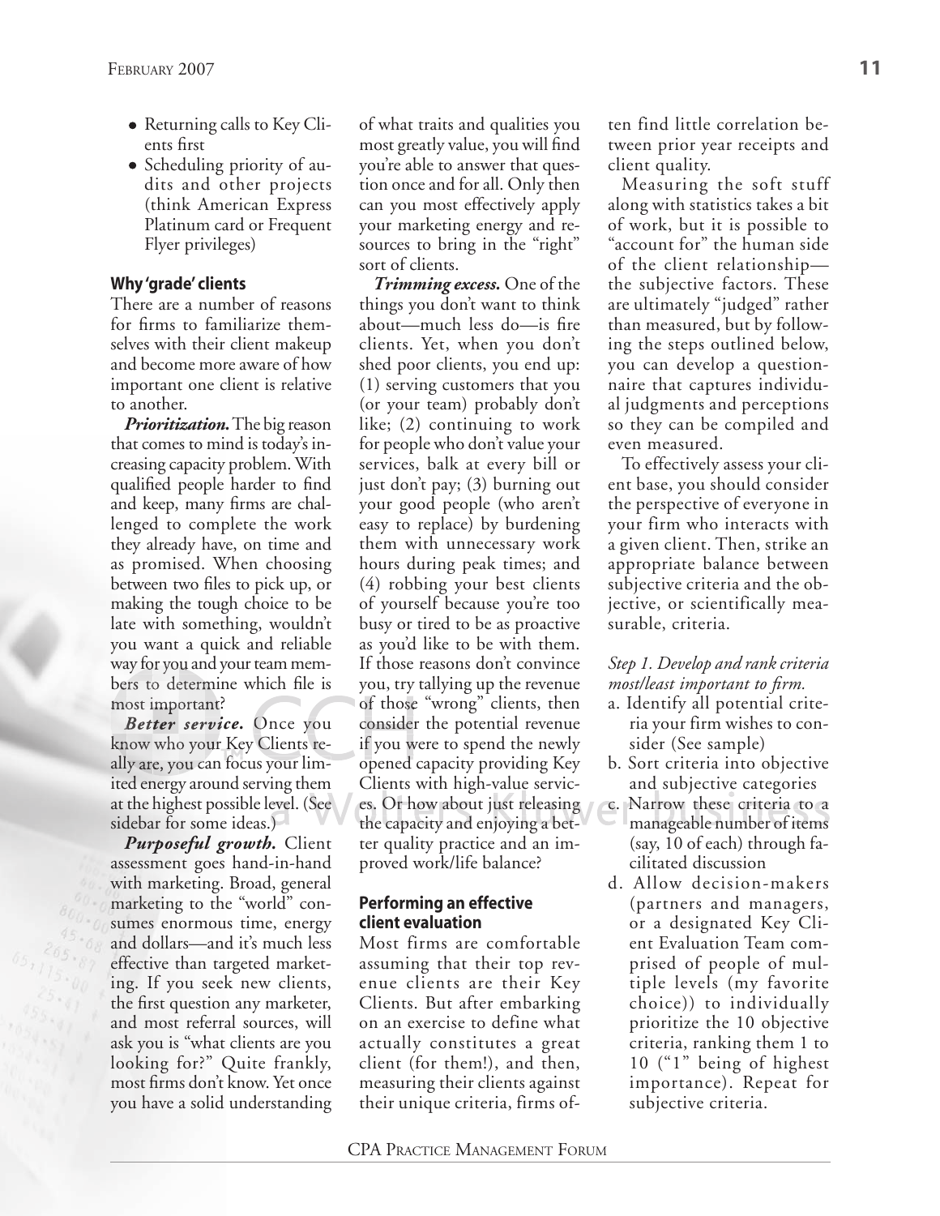- Returning calls to Key Clients first
- Scheduling priority of audits and other projects (think American Express Platinum card or Frequent Flyer privileges)

### Why 'grade' clients

There are a number of reasons for firms to familiarize themselves with their client makeup and become more aware of how important one client is relative to another.

***Prioritization.*** The big reason that comes to mind is today's increasing capacity problem. With qualified people harder to find and keep, many firms are challenged to complete the work they already have, on time and as promised. When choosing between two files to pick up, or making the tough choice to be late with something, wouldn't you want a quick and reliable way for you and your team members to determine which file is most important?

***Better service.*** Once you know who your Key Clients really are, you can focus your limited energy around serving them at the highest possible level. (See sidebar for some ideas.)

***Purposeful growth.*** Client assessment goes hand-in-hand with marketing. Broad, general marketing to the "world" consumes enormous time, energy and dollars—and it's much less effective than targeted marketing. If you seek new clients, the first question any marketer, and most referral sources, will ask you is "what clients are you looking for?" Quite frankly, most firms don't know. Yet once you have a solid understanding of what traits and qualities you most greatly value, you will find you're able to answer that question once and for all. Only then can you most effectively apply your marketing energy and resources to bring in the "right" sort of clients.

***Trimming excess.*** One of the things you don't want to think about—much less do—is fire clients. Yet, when you don't shed poor clients, you end up: (1) serving customers that you (or your team) probably don't like; (2) continuing to work for people who don't value your services, balk at every bill or just don't pay; (3) burning out your good people (who aren't easy to replace) by burdening them with unnecessary work hours during peak times; and (4) robbing your best clients of yourself because you're too busy or tired to be as proactive as you'd like to be with them. If those reasons don't convince you, try tallying up the revenue of those "wrong" clients, then consider the potential revenue if you were to spend the newly opened capacity providing Key Clients with high-value services. Or how about just releasing the capacity and enjoying a better quality practice and an improved work/life balance?

### Performing an effective client evaluation

Most firms are comfortable assuming that their top revenue clients are their Key Clients. But after embarking on an exercise to define what actually constitutes a great client (for them!), and then, measuring their clients against their unique criteria, firms often find little correlation between prior year receipts and client quality.

Measuring the soft stuff along with statistics takes a bit of work, but it is possible to "account for" the human side of the client relationship—the subjective factors. These are ultimately "judged" rather than measured, but by following the steps outlined below, you can develop a questionnaire that captures individual judgments and perceptions so they can be compiled and even measured.

To effectively assess your client base, you should consider the perspective of everyone in your firm who interacts with a given client. Then, strike an appropriate balance between subjective criteria and the objective, or scientifically measurable, criteria.

*Step 1. Develop and rank criteria most/least important to firm.*

a. Identify all potential criteria your firm wishes to consider (See sample)
b. Sort criteria into objective and subjective categories
c. Narrow these criteria to a manageable number of items (say, 10 of each) through facilitated discussion
d. Allow decision-makers (partners and managers, or a designated Key Client Evaluation Team comprised of people of multiple levels (my favorite choice)) to individually prioritize the 10 objective criteria, ranking them 1 to 10 ("1" being of highest importance). Repeat for subjective criteria.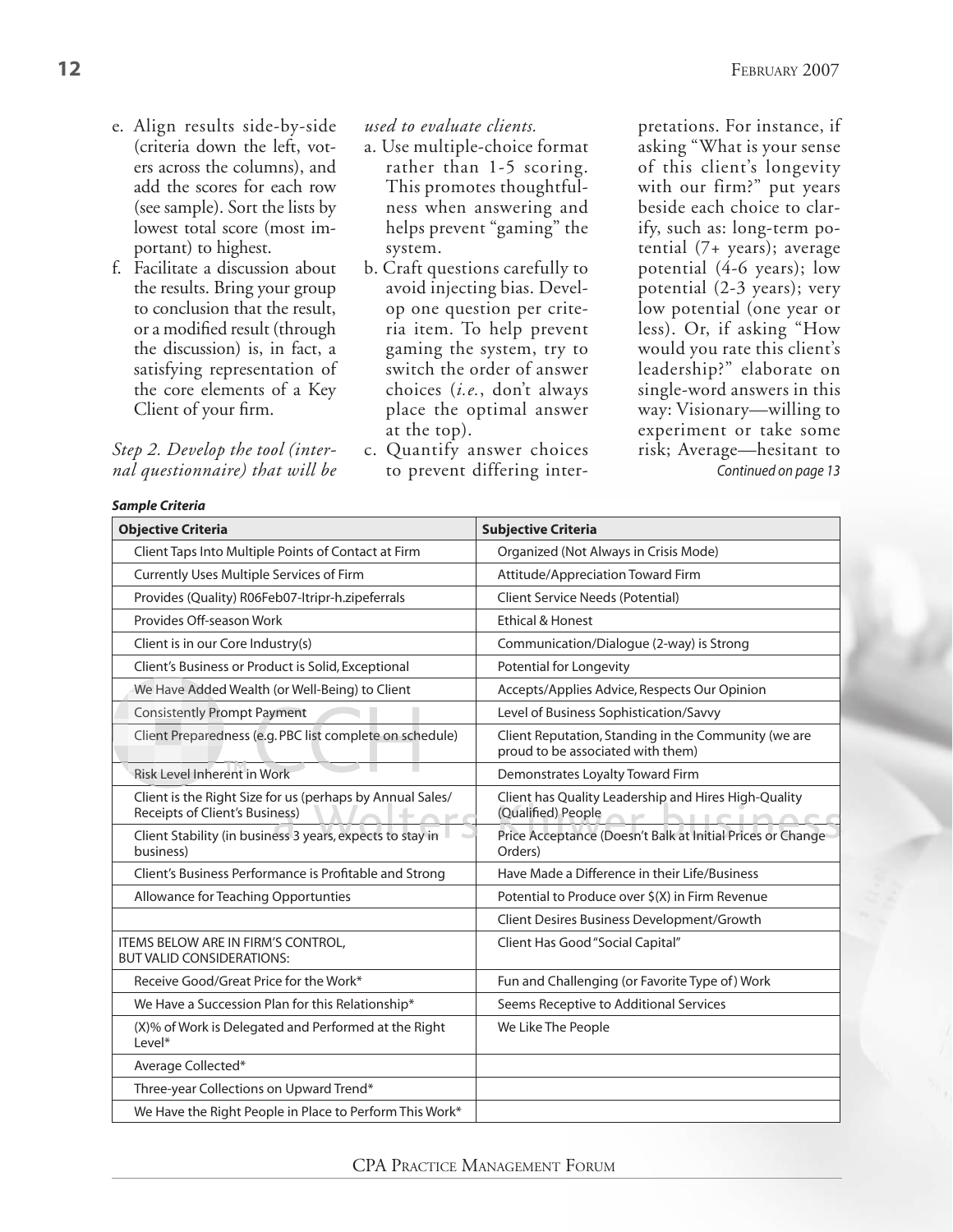e. Align results side-by-side (criteria down the left, voters across the columns), and add the scores for each row (see sample). Sort the lists by lowest total score (most important) to highest.

f. Facilitate a discussion about the results. Bring your group to conclusion that the result, or a modified result (through the discussion) is, in fact, a satisfying representation of the core elements of a Key Client of your firm.

*Step 2. Develop the tool (internal questionnaire) that will be used to evaluate clients.*

a. Use multiple-choice format rather than 1-5 scoring. This promotes thoughtfulness when answering and helps prevent "gaming" the system.

b. Craft questions carefully to avoid injecting bias. Develop one question per criteria item. To help prevent gaming the system, try to switch the order of answer choices (*i.e.*, don't always place the optimal answer at the top).

c. Quantify answer choices to prevent differing interpretations. For instance, if asking "What is your sense of this client's longevity with our firm?" put years beside each choice to clarify, such as: long-term potential (7+ years); average potential (4-6 years); low potential (2-3 years); very low potential (one year or less). Or, if asking "How would you rate this client's leadership?" elaborate on single-word answers in this way: Visionary—willing to experiment or take some risk; Average—hesitant to

*Continued on page 13*

***Sample Criteria***

| Objective Criteria | Subjective Criteria |
|---|---|
| Client Taps Into Multiple Points of Contact at Firm | Organized (Not Always in Crisis Mode) |
| Currently Uses Multiple Services of Firm | Attitude/Appreciation Toward Firm |
| Provides (Quality) R06Feb07-Itripr-h.zipeferrals | Client Service Needs (Potential) |
| Provides Off-season Work | Ethical & Honest |
| Client is in our Core Industry(s) | Communication/Dialogue (2-way) is Strong |
| Client's Business or Product is Solid, Exceptional | Potential for Longevity |
| We Have Added Wealth (or Well-Being) to Client | Accepts/Applies Advice, Respects Our Opinion |
| Consistently Prompt Payment | Level of Business Sophistication/Savvy |
| Client Preparedness (e.g. PBC list complete on schedule) | Client Reputation, Standing in the Community (we are proud to be associated with them) |
| Risk Level Inherent in Work | Demonstrates Loyalty Toward Firm |
| Client is the Right Size for us (perhaps by Annual Sales/ Receipts of Client's Business) | Client has Quality Leadership and Hires High-Quality (Qualified) People |
| Client Stability (in business 3 years, expects to stay in business) | Price Acceptance (Doesn't Balk at Initial Prices or Change Orders) |
| Client's Business Performance is Profitable and Strong | Have Made a Difference in their Life/Business |
| Allowance for Teaching Opportunties | Potential to Produce over $(X) in Firm Revenue |
| | Client Desires Business Development/Growth |
| ITEMS BELOW ARE IN FIRM'S CONTROL, BUT VALID CONSIDERATIONS: | Client Has Good "Social Capital" |
| Receive Good/Great Price for the Work* | Fun and Challenging (or Favorite Type of) Work |
| We Have a Succession Plan for this Relationship* | Seems Receptive to Additional Services |
| (X)% of Work is Delegated and Performed at the Right Level* | We Like The People |
| Average Collected* | |
| Three-year Collections on Upward Trend* | |
| We Have the Right People in Place to Perform This Work* | |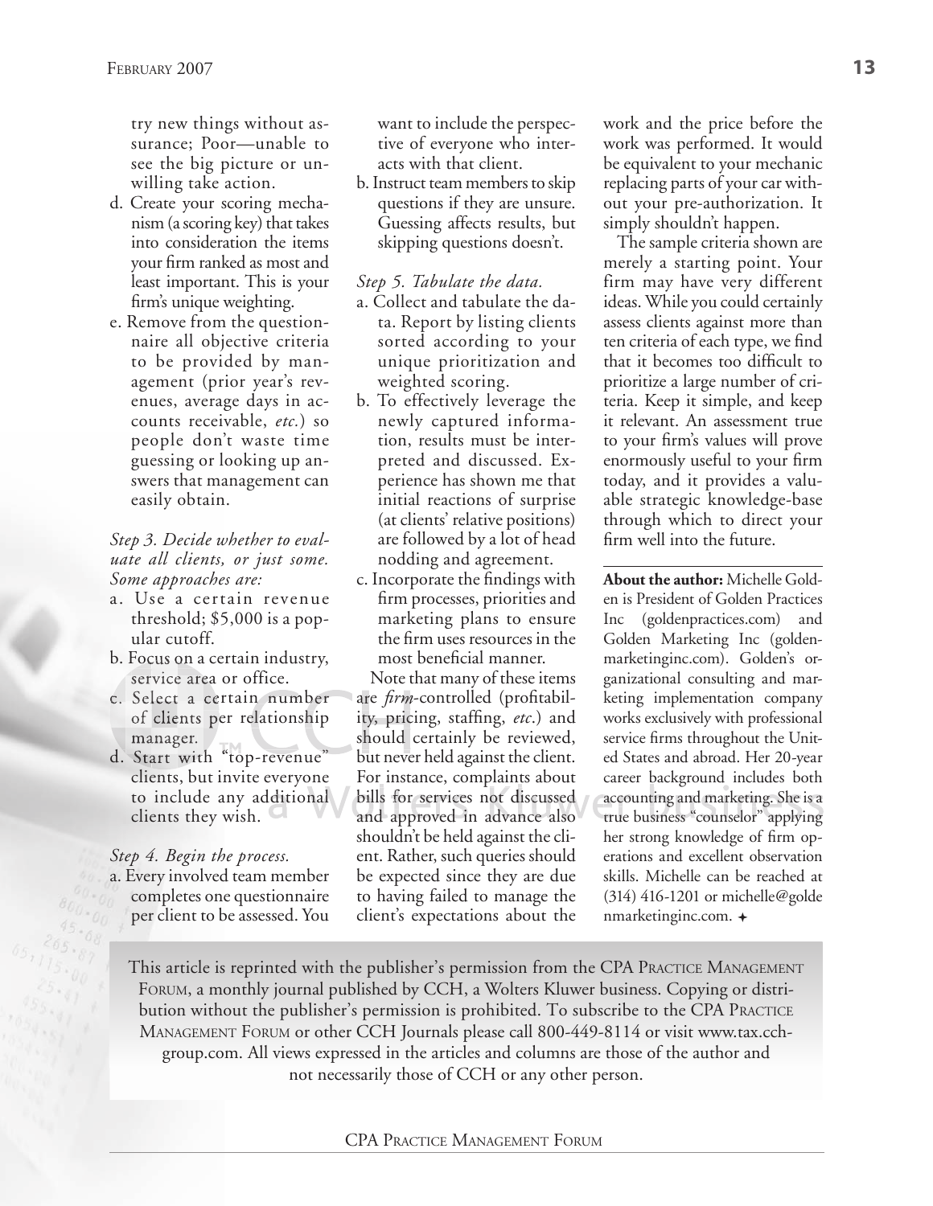try new things without assurance; Poor—unable to see the big picture or unwilling take action.

d. Create your scoring mechanism (a scoring key) that takes into consideration the items your firm ranked as most and least important. This is your firm's unique weighting.
e. Remove from the questionnaire all objective criteria to be provided by management (prior year's revenues, average days in accounts receivable, *etc.*) so people don't waste time guessing or looking up answers that management can easily obtain.

*Step 3. Decide whether to evaluate all clients, or just some. Some approaches are:*

a. Use a certain revenue threshold; $5,000 is a popular cutoff.
b. Focus on a certain industry, service area or office.
c. Select a certain number of clients per relationship manager.
d. Start with "top-revenue" clients, but invite everyone to include any additional clients they wish.

*Step 4. Begin the process.*

a. Every involved team member completes one questionnaire per client to be assessed. You want to include the perspective of everyone who interacts with that client.
b. Instruct team members to skip questions if they are unsure. Guessing affects results, but skipping questions doesn't.

*Step 5. Tabulate the data.*

a. Collect and tabulate the data. Report by listing clients sorted according to your unique prioritization and weighted scoring.
b. To effectively leverage the newly captured information, results must be interpreted and discussed. Experience has shown me that initial reactions of surprise (at clients' relative positions) are followed by a lot of head nodding and agreement.
c. Incorporate the findings with firm processes, priorities and marketing plans to ensure the firm uses resources in the most beneficial manner.

Note that many of these items are *firm*-controlled (profitability, pricing, staffing, *etc.*) and should certainly be reviewed, but never held against the client. For instance, complaints about bills for services not discussed and approved in advance also shouldn't be held against the client. Rather, such queries should be expected since they are due to having failed to manage the client's expectations about the work and the price before the work was performed. It would be equivalent to your mechanic replacing parts of your car without your pre-authorization. It simply shouldn't happen.

The sample criteria shown are merely a starting point. Your firm may have very different ideas. While you could certainly assess clients against more than ten criteria of each type, we find that it becomes too difficult to prioritize a large number of criteria. Keep it simple, and keep it relevant. An assessment true to your firm's values will prove enormously useful to your firm today, and it provides a valuable strategic knowledge-base through which to direct your firm well into the future.

---

**About the author:** Michelle Golden is President of Golden Practices Inc (goldenpractices.com) and Golden Marketing Inc (goldenmarketinginc.com). Golden's organizational consulting and marketing implementation company works exclusively with professional service firms throughout the United States and abroad. Her 20-year career background includes both accounting and marketing. She is a true business "counselor" applying her strong knowledge of firm operations and excellent observation skills. Michelle can be reached at (314) 416-1201 or michelle@goldenmarketinginc.com. ✦

This article is reprinted with the publisher's permission from the CPA Practice Management Forum, a monthly journal published by CCH, a Wolters Kluwer business. Copying or distribution without the publisher's permission is prohibited. To subscribe to the CPA Practice Management Forum or other CCH Journals please call 800-449-8114 or visit www.tax.cchgroup.com. All views expressed in the articles and columns are those of the author and not necessarily those of CCH or any other person.